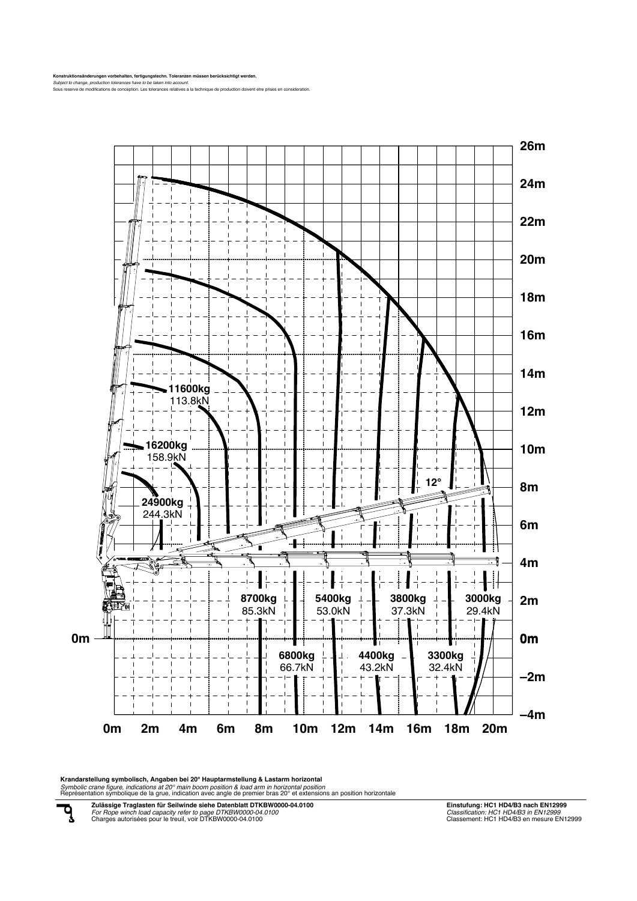**Konstruktionsänderungen vorbehalten, fertigungstechn. Toleranzen müssen berücksichtigt werden.**
*Subject to change, production tolerances have to be taken into account.*
Sous reserve de modifications de conception. Les tolerances relatives a la technique de production doivent etre prises en consideration.

26m
24m
22m
20m
18m
16m
14m
12m
10m
8m
6m
4m
2m
0m
–2m
–4m

0m

**11600kg** 113.8kN

**16200kg** 158.9kN

**24900kg** 244.3kN

12°

**8700kg** 85.3kN | **5400kg** 53.0kN | **3800kg** 37.3kN | **3000kg** 29.4kN

**6800kg** 66.7kN | **4400kg** 43.2kN | **3300kg** 32.4kN

0m 2m 4m 6m 8m 10m 12m 14m 16m 18m 20m

**Krandarstellung symbolisch, Angaben bei 20° Hauptarmstellung & Lastarm horizontal**
*Symbolic crane figure, indications at 20° main boom position & load arm in horizontal position*
Représentation symbolique de la grue, indication avec angle de premier bras 20° et extensions an position horizontale

**Zulässige Traglasten für Seilwinde siehe Datenblatt DTKBW0000-04.0100**
*For Rope winch load capacity refer to page DTKBW0000-04.0100*
Charges autorisées pour le treuil, voir DTKBW0000-04.0100

**Einstufung: HC1 HD4/B3 nach EN12999**
*Classification: HC1 HD4/B3 in EN12999*
Classement: HC1 HD4/B3 en mesure EN12999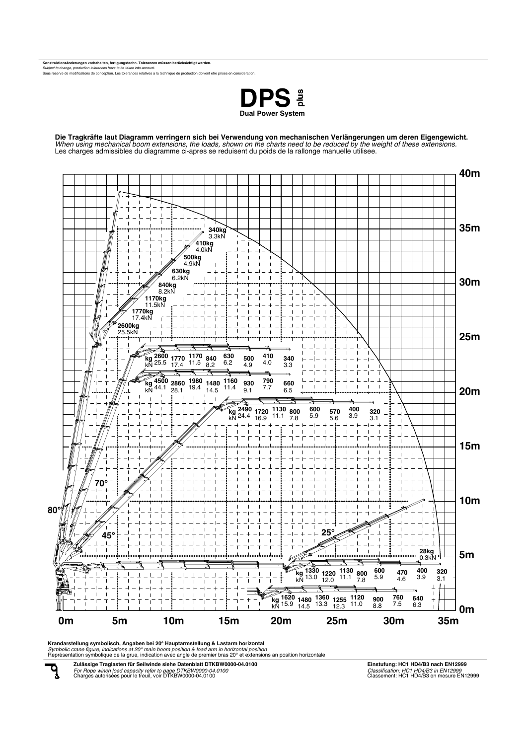Konstruktionsänderungen vorbehalten, fertigungstechn. Toleranzen müssen berücksichtigt werden.
*Subject to change, production tolerances have to be taken into account.*
Sous reserve de modifications de conception. Les tolerances relatives a la technique de production doivent etre prises en consideration.

**DPS plus**
**Dual Power System**

**Die Tragkräfte laut Diagramm verringern sich bei Verwendung von mechanischen Verlängerungen um deren Eigengewicht.**
*When using mechanical boom extensions, the loads, shown on the charts need to be reduced by the weight of these extensions.*
Les charges admissibles du diagramme ci-apres se reduisent du poids de la rallonge manuelle utilisee.

40m
35m
30m
25m
20m
15m
10m
5m
0m

0m 5m 10m 15m 20m 25m 30m 35m

80°
70°
45°
25°

340kg 3.3kN
410kg 4.0kN
500kg 4.9kN
630kg 6.2kN
840kg 8.2kN
1170kg 11.5kN
1770kg 17.4kN
2600kg 25.5kN

kg 2600 1770 1170 840 630 500 410 340
kN 25.5 17.4 11.5 8.2 6.2 4.9 4.0 3.3

kg 4500 2860 1980 1480 1160 930 790 660
kN 44.1 28.1 19.4 14.5 11.4 9.1 7.7 6.5

kg 2490 1720 1130 800 600 570 400 320
kN 24.4 16.9 11.1 7.8 5.9 5.6 3.9 3.1

28kg 0.3kN

kg 1330 1220 1130 800 600 470 400 320
kN 13.0 12.0 11.1 7.8 5.9 4.6 3.9 3.1

kg 1620 1480 1360 1255 1120 900 760 640
kN 15.9 14.5 13.3 12.3 11.0 8.8 7.5 6.3

**Krandarstellung symbolisch, Angaben bei 20° Hauptarmstellung & Lastarm horizontal**
*Symbolic crane figure, indications at 20° main boom position & load arm in horizontal position*
Représentation symbolique de la grue, indication avec angle de premier bras 20° et extensions an position horizontale

**Zulässige Traglasten für Seilwinde siehe Datenblatt DTKBW0000-04.0100**
*For Rope winch load capacity refer to page DTKBW0000-04.0100*
Charges autorisées pour le treuil, voir DTKBW0000-04.0100

**Einstufung: HC1 HD4/B3 nach EN12999**
*Classification: HC1 HD4/B3 in EN12999*
Classement: HC1 HD4/B3 en mesure EN12999